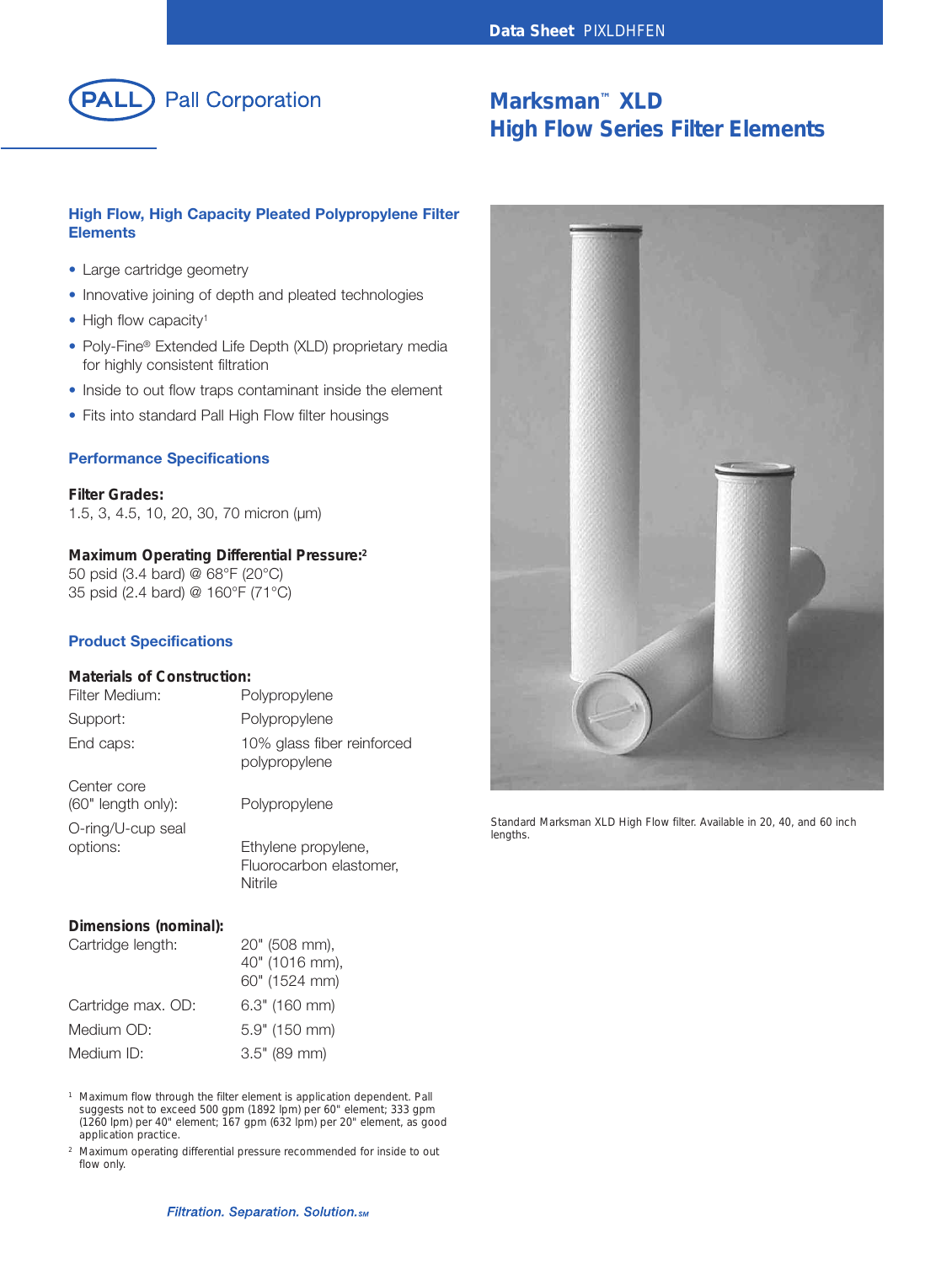Data Sheet PIXLDHFEN

PALL Pall Corporation

# Marksman™ XLD High Flow Series Filter Elements

## High Flow, High Capacity Pleated Polypropylene Filter Elements

- Large cartridge geometry
- Innovative joining of depth and pleated technologies
- High flow capacity[1]
- Poly-Fine® Extended Life Depth (XLD) proprietary media for highly consistent filtration
- Inside to out flow traps contaminant inside the element
- Fits into standard Pall High Flow filter housings

## Performance Specifications

**Filter Grades:**
1.5, 3, 4.5, 10, 20, 30, 70 micron (µm)

**Maximum Operating Differential Pressure:**[2]
50 psid (3.4 bard) @ 68°F (20°C)
35 psid (2.4 bard) @ 160°F (71°C)

## Product Specifications

**Materials of Construction:**

| | |
|---|---|
| Filter Medium: | Polypropylene |
| Support: | Polypropylene |
| End caps: | 10% glass fiber reinforced polypropylene |
| Center core (60" length only): | Polypropylene |
| O-ring/U-cup seal options: | Ethylene propylene, Fluorocarbon elastomer, Nitrile |

**Dimensions (nominal):**

| | |
|---|---|
| Cartridge length: | 20" (508 mm), 40" (1016 mm), 60" (1524 mm) |
| Cartridge max. OD: | 6.3" (160 mm) |
| Medium OD: | 5.9" (150 mm) |
| Medium ID: | 3.5" (89 mm) |

[1] Maximum flow through the filter element is application dependent. Pall suggests not to exceed 500 gpm (1892 lpm) per 60" element; 333 gpm (1260 lpm) per 40" element; 167 gpm (632 lpm) per 20" element, as good application practice.

[2] Maximum operating differential pressure recommended for inside to out flow only.

Standard Marksman XLD High Flow filter. Available in 20, 40, and 60 inch lengths.

*Filtration. Separation. Solution.SM*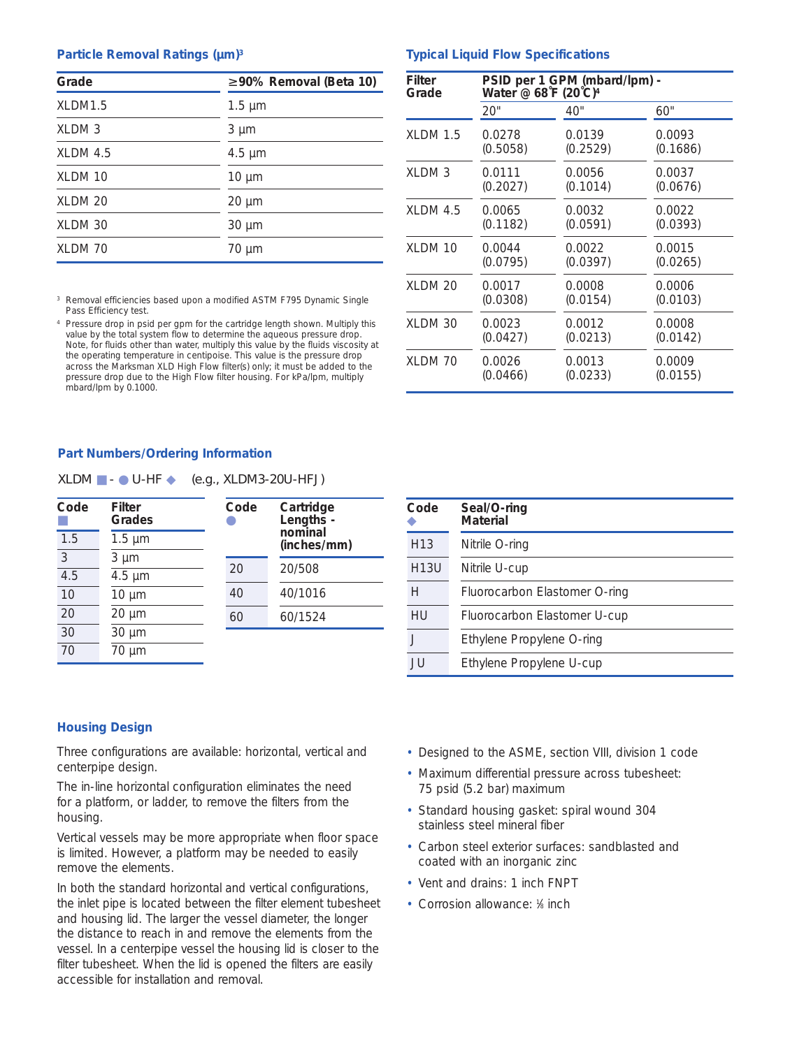## Particle Removal Ratings (µm)[3]

| Grade | ≥90% Removal (Beta 10) |
|---|---|
| XLDM1.5 | 1.5 µm |
| XLDM 3 | 3 µm |
| XLDM 4.5 | 4.5 µm |
| XLDM 10 | 10 µm |
| XLDM 20 | 20 µm |
| XLDM 30 | 30 µm |
| XLDM 70 | 70 µm |

[3] Removal efficiencies based upon a modified ASTM F795 Dynamic Single Pass Efficiency test.

[4] Pressure drop in psid per gpm for the cartridge length shown. Multiply this value by the total system flow to determine the aqueous pressure drop. Note, for fluids other than water, multiply this value by the fluids viscosity at the operating temperature in centipoise. This value is the pressure drop across the Marksman XLD High Flow filter(s) only; it must be added to the pressure drop due to the High Flow filter housing. For kPa/lpm, multiply mbard/lpm by 0.1000.

## Typical Liquid Flow Specifications

| Filter Grade | PSID per 1 GPM (mbard/lpm) - Water @ 68˚F (20˚C)[4] | | |
|---|---|---|---|
| | 20" | 40" | 60" |
| XLDM 1.5 | 0.0278 (0.5058) | 0.0139 (0.2529) | 0.0093 (0.1686) |
| XLDM 3 | 0.0111 (0.2027) | 0.0056 (0.1014) | 0.0037 (0.0676) |
| XLDM 4.5 | 0.0065 (0.1182) | 0.0032 (0.0591) | 0.0022 (0.0393) |
| XLDM 10 | 0.0044 (0.0795) | 0.0022 (0.0397) | 0.0015 (0.0265) |
| XLDM 20 | 0.0017 (0.0308) | 0.0008 (0.0154) | 0.0006 (0.0103) |
| XLDM 30 | 0.0023 (0.0427) | 0.0012 (0.0213) | 0.0008 (0.0142) |
| XLDM 70 | 0.0026 (0.0466) | 0.0013 (0.0233) | 0.0009 (0.0155) |

## Part Numbers/Ordering Information

XLDM ■ - ● U-HF ◆ (e.g., XLDM3-20U-HFJ)

| Code ■ | Filter Grades |
|---|---|
| 1.5 | 1.5 µm |
| 3 | 3 µm |
| 4.5 | 4.5 µm |
| 10 | 10 µm |
| 20 | 20 µm |
| 30 | 30 µm |
| 70 | 70 µm |

| Code ● | Cartridge Lengths - nominal (inches/mm) |
|---|---|
| 20 | 20/508 |
| 40 | 40/1016 |
| 60 | 60/1524 |

| Code ◆ | Seal/O-ring Material |
|---|---|
| H13 | Nitrile O-ring |
| H13U | Nitrile U-cup |
| H | Fluorocarbon Elastomer O-ring |
| HU | Fluorocarbon Elastomer U-cup |
| J | Ethylene Propylene O-ring |
| JU | Ethylene Propylene U-cup |

## Housing Design

Three configurations are available: horizontal, vertical and centerpipe design.

The in-line horizontal configuration eliminates the need for a platform, or ladder, to remove the filters from the housing.

Vertical vessels may be more appropriate when floor space is limited. However, a platform may be needed to easily remove the elements.

In both the standard horizontal and vertical configurations, the inlet pipe is located between the filter element tubesheet and housing lid. The larger the vessel diameter, the longer the distance to reach in and remove the elements from the vessel. In a centerpipe vessel the housing lid is closer to the filter tubesheet. When the lid is opened the filters are easily accessible for installation and removal.

- Designed to the ASME, section VIII, division 1 code
- Maximum differential pressure across tubesheet: 75 psid (5.2 bar) maximum
- Standard housing gasket: spiral wound 304 stainless steel mineral fiber
- Carbon steel exterior surfaces: sandblasted and coated with an inorganic zinc
- Vent and drains: 1 inch FNPT
- Corrosion allowance: ⅛ inch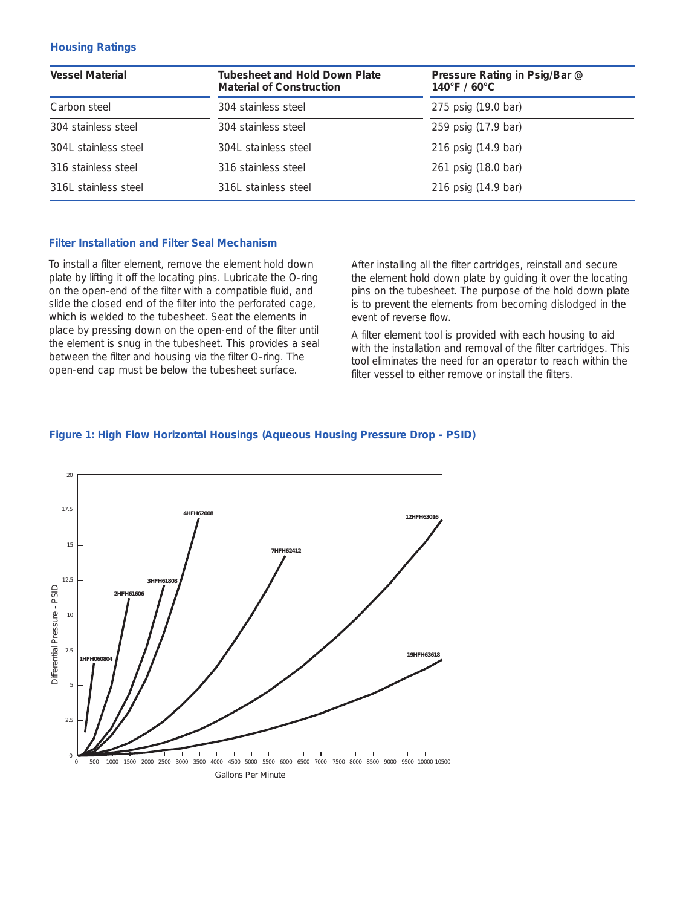## Housing Ratings

| Vessel Material | Tubesheet and Hold Down Plate Material of Construction | Pressure Rating in Psig/Bar @ 140°F / 60°C |
|---|---|---|
| Carbon steel | 304 stainless steel | 275 psig (19.0 bar) |
| 304 stainless steel | 304 stainless steel | 259 psig (17.9 bar) |
| 304L stainless steel | 304L stainless steel | 216 psig (14.9 bar) |
| 316 stainless steel | 316 stainless steel | 261 psig (18.0 bar) |
| 316L stainless steel | 316L stainless steel | 216 psig (14.9 bar) |

## Filter Installation and Filter Seal Mechanism

To install a filter element, remove the element hold down plate by lifting it off the locating pins. Lubricate the O-ring on the open-end of the filter with a compatible fluid, and slide the closed end of the filter into the perforated cage, which is welded to the tubesheet. Seat the elements in place by pressing down on the open-end of the filter until the element is snug in the tubesheet. This provides a seal between the filter and housing via the filter O-ring. The open-end cap must be below the tubesheet surface.

After installing all the filter cartridges, reinstall and secure the element hold down plate by guiding it over the locating pins on the tubesheet. The purpose of the hold down plate is to prevent the elements from becoming dislodged in the event of reverse flow.

A filter element tool is provided with each housing to aid with the installation and removal of the filter cartridges. This tool eliminates the need for an operator to reach within the filter vessel to either remove or install the filters.

**Figure 1: High Flow Horizontal Housings (Aqueous Housing Pressure Drop - PSID)**

Differential Pressure - PSID vs. Gallons Per Minute (curves: 1HFH060804, 2HFH61606, 3HFH61808, 4HFH62008, 7HFH62412, 12HFH63016, 19HFH63618)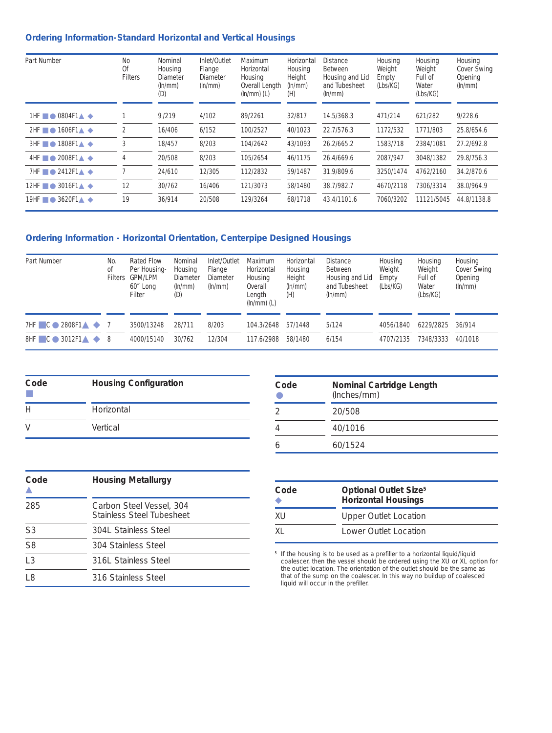## Ordering Information-Standard Horizontal and Vertical Housings

| Part Number | No Of Filters | Nominal Housing Diameter (In/mm) (D) | Inlet/Outlet Flange Diameter (In/mm) | Maximum Horizontal Housing Overall Length (In/mm) (L) | Horizontal Housing Height (In/mm) (H) | Distance Between Housing and Lid and Tubesheet (In/mm) | Housing Weight Empty (Lbs/KG) | Housing Weight Full of Water (Lbs/KG) | Housing Cover Swing Opening (In/mm) |
|---|---|---|---|---|---|---|---|---|---|
| 1HF ■ ● 0804F1▲ ◆ | 1 | 9 /219 | 4/102 | 89/2261 | 32/817 | 14.5/368.3 | 471/214 | 621/282 | 9/228.6 |
| 2HF ■ ● 1606F1▲ ◆ | 2 | 16/406 | 6/152 | 100/2527 | 40/1023 | 22.7/576.3 | 1172/532 | 1771/803 | 25.8/654.6 |
| 3HF ■ ● 1808F1▲ ◆ | 3 | 18/457 | 8/203 | 104/2642 | 43/1093 | 26.2/665.2 | 1583/718 | 2384/1081 | 27.2/692.8 |
| 4HF ■ ● 2008F1▲ ◆ | 4 | 20/508 | 8/203 | 105/2654 | 46/1175 | 26.4/669.6 | 2087/947 | 3048/1382 | 29.8/756.3 |
| 7HF ■ ● 2412F1▲ ◆ | 7 | 24/610 | 12/305 | 112/2832 | 59/1487 | 31.9/809.6 | 3250/1474 | 4762/2160 | 34.2/870.6 |
| 12HF ■ ● 3016F1▲ ◆ | 12 | 30/762 | 16/406 | 121/3073 | 58/1480 | 38.7/982.7 | 4670/2118 | 7306/3314 | 38.0/964.9 |
| 19HF ■ ● 3620F1▲ ◆ | 19 | 36/914 | 20/508 | 129/3264 | 68/1718 | 43.4/1101.6 | 7060/3202 | 11121/5045 | 44.8/1138.8 |

## Ordering Information - Horizontal Orientation, Centerpipe Designed Housings

| Part Number | No. of Filters | Rated Flow Per Housing-GPM/LPM 60" Long Filter | Nominal Housing Diameter (In/mm) (D) | Inlet/Outlet Flange Diameter (In/mm) | Maximum Horizontal Housing Overall Length (In/mm) (L) | Horizontal Housing Height (In/mm) (H) | Distance Between Housing and Lid and Tubesheet (In/mm) | Housing Weight Empty (Lbs/KG) | Housing Weight Full of Water (Lbs/KG) | Housing Cover Swing Opening (In/mm) |
|---|---|---|---|---|---|---|---|---|---|---|
| 7HF ■C ● 2808F1▲ ◆ | 7 | 3500/13248 | 28/711 | 8/203 | 104.3/2648 | 57/1448 | 5/124 | 4056/1840 | 6229/2825 | 36/914 |
| 8HF ■C ● 3012F1▲ ◆ | 8 | 4000/15140 | 30/762 | 12/304 | 117.6/2988 | 58/1480 | 6/154 | 4707/2135 | 7348/3333 | 40/1018 |

| Code ■ | Housing Configuration |
|---|---|
| H | Horizontal |
| V | Vertical |

| Code ● | Nominal Cartridge Length (Inches/mm) |
|---|---|
| 2 | 20/508 |
| 4 | 40/1016 |
| 6 | 60/1524 |

| Code ▲ | Housing Metallurgy |
|---|---|
| 285 | Carbon Steel Vessel, 304 Stainless Steel Tubesheet |
| S3 | 304L Stainless Steel |
| S8 | 304 Stainless Steel |
| L3 | 316L Stainless Steel |
| L8 | 316 Stainless Steel |

| Code ◆ | Optional Outlet Size[5] Horizontal Housings |
|---|---|
| XU | Upper Outlet Location |
| XL | Lower Outlet Location |

[5] If the housing is to be used as a prefilter to a horizontal liquid/liquid coalescer, then the vessel should be ordered using the XU or XL option for the outlet location. The orientation of the outlet should be the same as that of the sump on the coalescer. In this way no buildup of coalesced liquid will occur in the prefiller.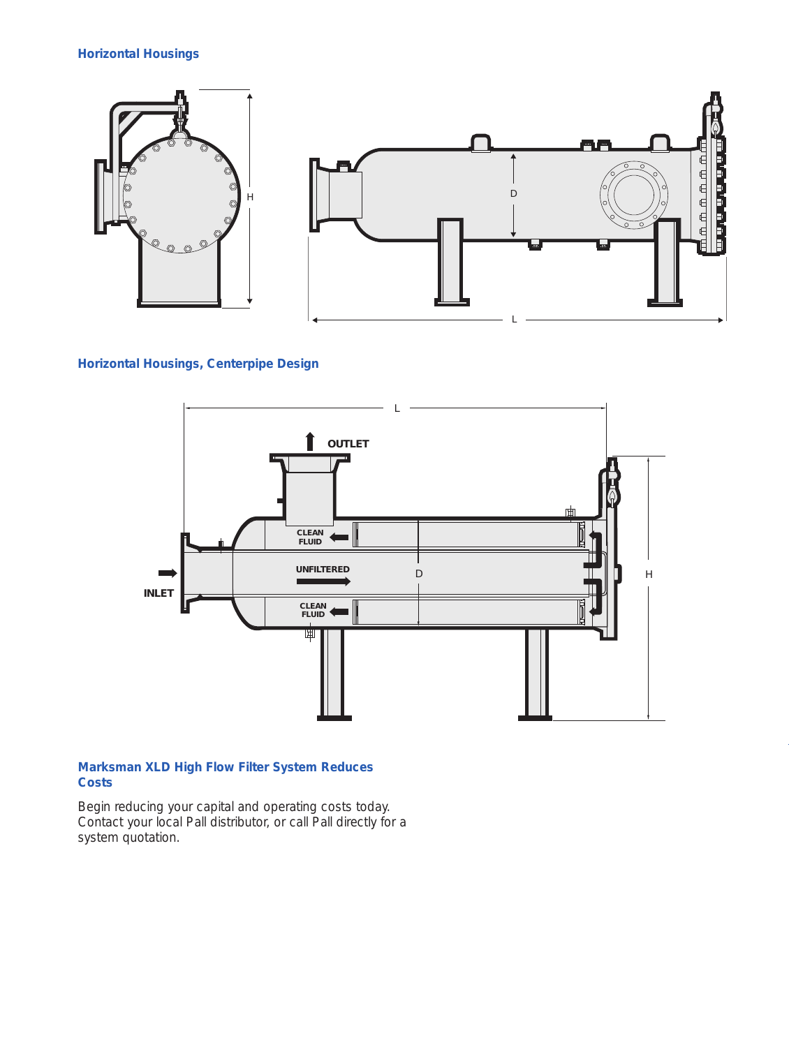## Horizontal Housings

## Horizontal Housings, Centerpipe Design

## Marksman XLD High Flow Filter System Reduces Costs

Begin reducing your capital and operating costs today. Contact your local Pall distributor, or call Pall directly for a system quotation.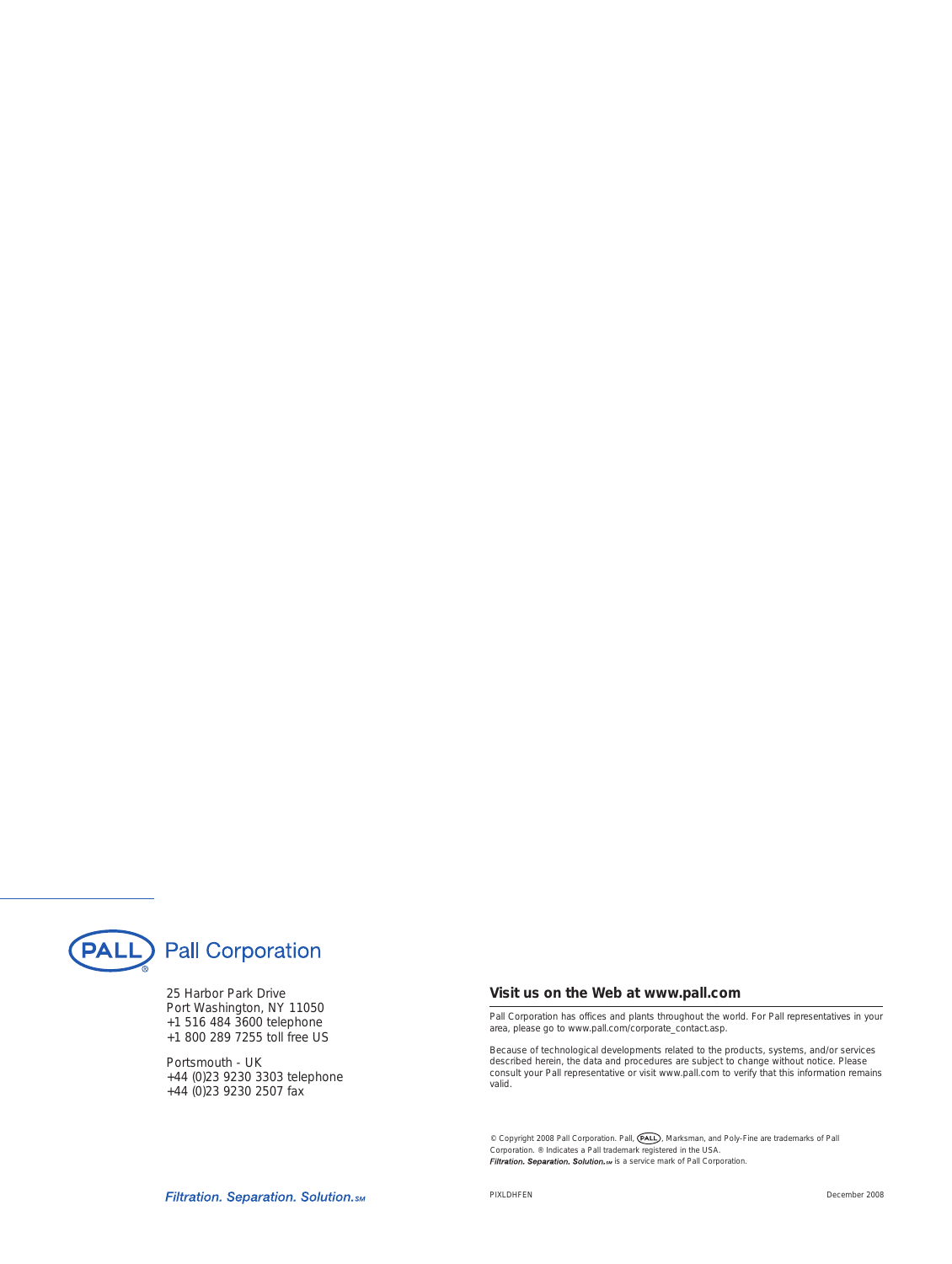Pall Corporation

25 Harbor Park Drive
Port Washington, NY 11050
+1 516 484 3600 telephone
+1 800 289 7255 toll free US

Portsmouth - UK
+44 (0)23 9230 3303 telephone
+44 (0)23 9230 2507 fax

Filtration. Separation. Solution.SM

**Visit us on the Web at www.pall.com**

Pall Corporation has offices and plants throughout the world. For Pall representatives in your area, please go to www.pall.com/corporate_contact.asp.

Because of technological developments related to the products, systems, and/or services described herein, the data and procedures are subject to change without notice. Please consult your Pall representative or visit www.pall.com to verify that this information remains valid.

© Copyright 2008 Pall Corporation. Pall, PALL, Marksman, and Poly-Fine are trademarks of Pall Corporation. ® Indicates a Pall trademark registered in the USA. *Filtration. Separation. Solution.SM* is a service mark of Pall Corporation.

PIXLDHFEN

December 2008